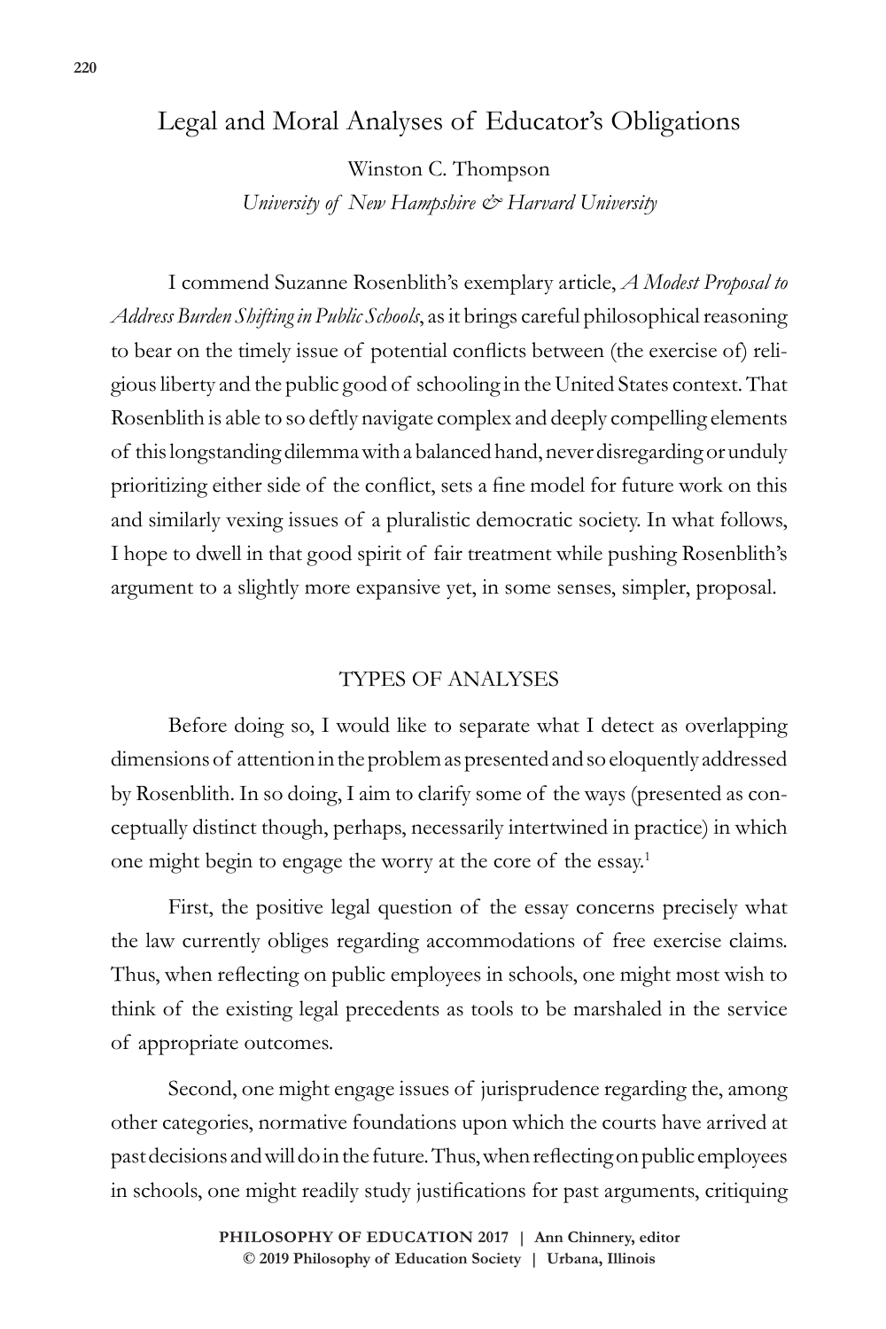# Legal and Moral Analyses of Educator's Obligations

Winston C. Thompson

*University of New Hampshire & Harvard University*

I commend Suzanne Rosenblith's exemplary article, *A Modest Proposal to Address Burden Shifting in Public Schools*, as it brings careful philosophical reasoning to bear on the timely issue of potential conflicts between (the exercise of) religious liberty and the public good of schooling in the United States context. That Rosenblith is able to so deftly navigate complex and deeply compelling elements of this longstanding dilemma with a balanced hand, never disregarding or unduly prioritizing either side of the conflict, sets a fine model for future work on this and similarly vexing issues of a pluralistic democratic society. In what follows, I hope to dwell in that good spirit of fair treatment while pushing Rosenblith's argument to a slightly more expansive yet, in some senses, simpler, proposal.

## TYPES OF ANALYSES

Before doing so, I would like to separate what I detect as overlapping dimensions of attention in the problem as presented and so eloquently addressed by Rosenblith. In so doing, I aim to clarify some of the ways (presented as conceptually distinct though, perhaps, necessarily intertwined in practice) in which one might begin to engage the worry at the core of the essay.[1]

First, the positive legal question of the essay concerns precisely what the law currently obliges regarding accommodations of free exercise claims. Thus, when reflecting on public employees in schools, one might most wish to think of the existing legal precedents as tools to be marshaled in the service of appropriate outcomes.

Second, one might engage issues of jurisprudence regarding the, among other categories, normative foundations upon which the courts have arrived at past decisions and will do in the future. Thus, when reflecting on public employees in schools, one might readily study justifications for past arguments, critiquing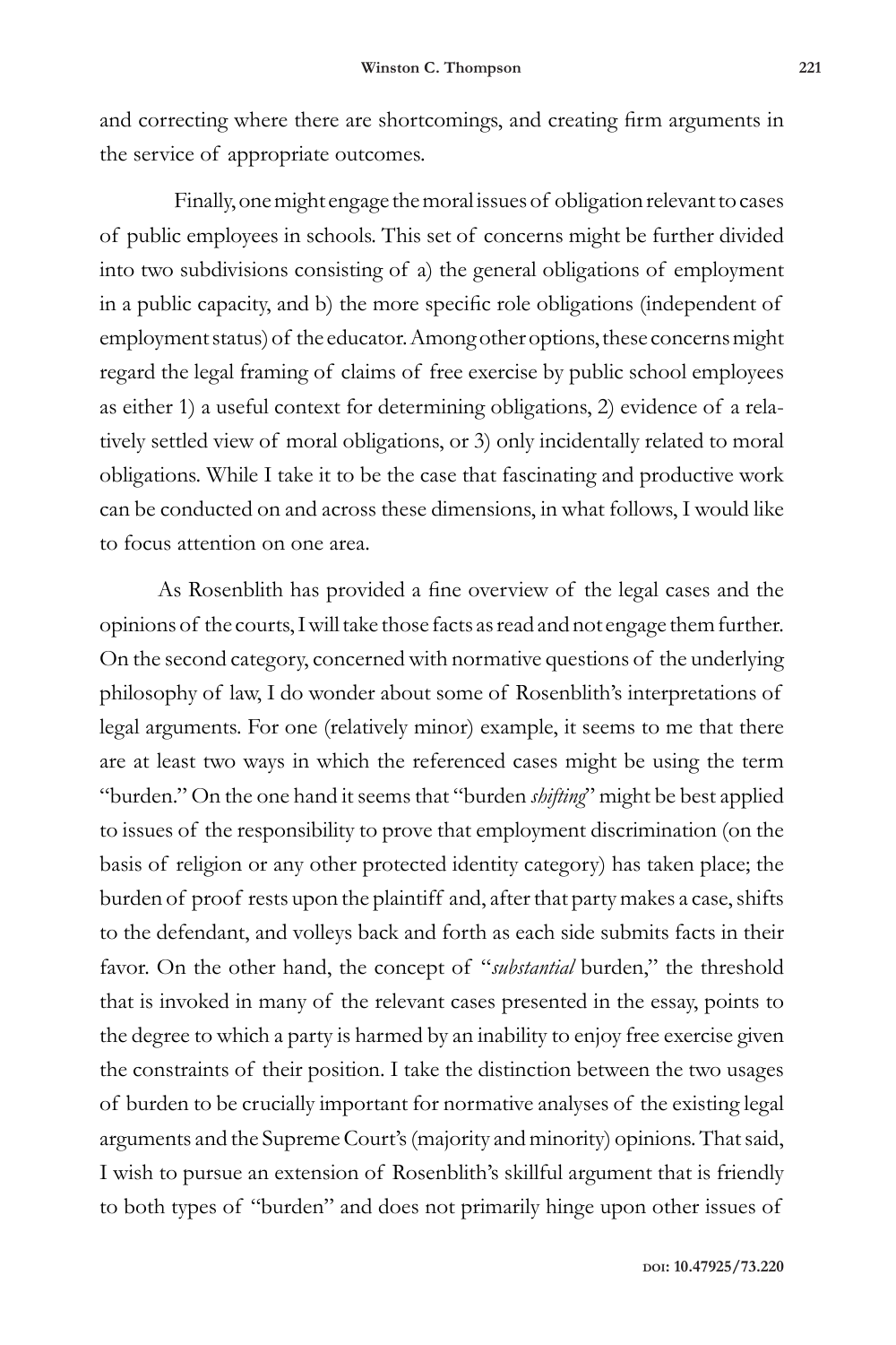and correcting where there are shortcomings, and creating firm arguments in the service of appropriate outcomes.

Finally, one might engage the moral issues of obligation relevant to cases of public employees in schools. This set of concerns might be further divided into two subdivisions consisting of a) the general obligations of employment in a public capacity, and b) the more specific role obligations (independent of employment status) of the educator. Among other options, these concerns might regard the legal framing of claims of free exercise by public school employees as either 1) a useful context for determining obligations, 2) evidence of a relatively settled view of moral obligations, or 3) only incidentally related to moral obligations. While I take it to be the case that fascinating and productive work can be conducted on and across these dimensions, in what follows, I would like to focus attention on one area.

As Rosenblith has provided a fine overview of the legal cases and the opinions of the courts, I will take those facts as read and not engage them further. On the second category, concerned with normative questions of the underlying philosophy of law, I do wonder about some of Rosenblith's interpretations of legal arguments. For one (relatively minor) example, it seems to me that there are at least two ways in which the referenced cases might be using the term "burden." On the one hand it seems that "burden *shifting*" might be best applied to issues of the responsibility to prove that employment discrimination (on the basis of religion or any other protected identity category) has taken place; the burden of proof rests upon the plaintiff and, after that party makes a case, shifts to the defendant, and volleys back and forth as each side submits facts in their favor. On the other hand, the concept of "*substantial* burden," the threshold that is invoked in many of the relevant cases presented in the essay, points to the degree to which a party is harmed by an inability to enjoy free exercise given the constraints of their position. I take the distinction between the two usages of burden to be crucially important for normative analyses of the existing legal arguments and the Supreme Court's (majority and minority) opinions. That said, I wish to pursue an extension of Rosenblith's skillful argument that is friendly to both types of "burden" and does not primarily hinge upon other issues of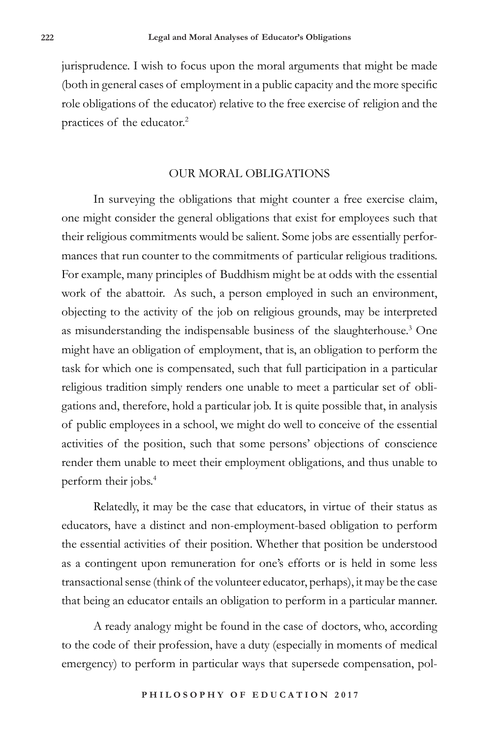jurisprudence. I wish to focus upon the moral arguments that might be made (both in general cases of employment in a public capacity and the more specific role obligations of the educator) relative to the free exercise of religion and the practices of the educator.[2]

## OUR MORAL OBLIGATIONS

In surveying the obligations that might counter a free exercise claim, one might consider the general obligations that exist for employees such that their religious commitments would be salient. Some jobs are essentially performances that run counter to the commitments of particular religious traditions. For example, many principles of Buddhism might be at odds with the essential work of the abattoir. As such, a person employed in such an environment, objecting to the activity of the job on religious grounds, may be interpreted as misunderstanding the indispensable business of the slaughterhouse.[3] One might have an obligation of employment, that is, an obligation to perform the task for which one is compensated, such that full participation in a particular religious tradition simply renders one unable to meet a particular set of obligations and, therefore, hold a particular job. It is quite possible that, in analysis of public employees in a school, we might do well to conceive of the essential activities of the position, such that some persons' objections of conscience render them unable to meet their employment obligations, and thus unable to perform their jobs.[4]

Relatedly, it may be the case that educators, in virtue of their status as educators, have a distinct and non-employment-based obligation to perform the essential activities of their position. Whether that position be understood as a contingent upon remuneration for one's efforts or is held in some less transactional sense (think of the volunteer educator, perhaps), it may be the case that being an educator entails an obligation to perform in a particular manner.

A ready analogy might be found in the case of doctors, who, according to the code of their profession, have a duty (especially in moments of medical emergency) to perform in particular ways that supersede compensation, pol-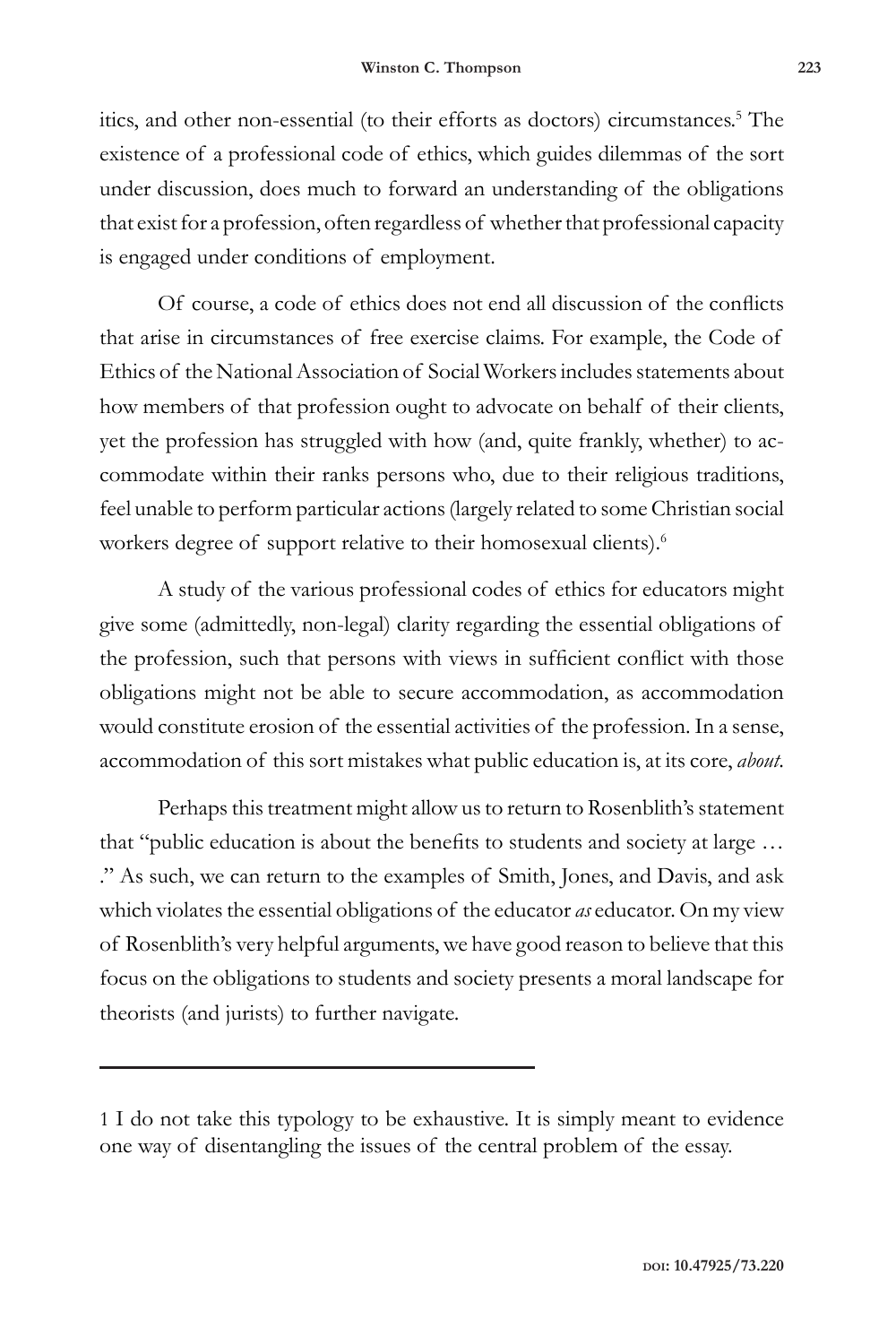itics, and other non-essential (to their efforts as doctors) circumstances.[5] The existence of a professional code of ethics, which guides dilemmas of the sort under discussion, does much to forward an understanding of the obligations that exist for a profession, often regardless of whether that professional capacity is engaged under conditions of employment.

Of course, a code of ethics does not end all discussion of the conflicts that arise in circumstances of free exercise claims. For example, the Code of Ethics of the National Association of Social Workers includes statements about how members of that profession ought to advocate on behalf of their clients, yet the profession has struggled with how (and, quite frankly, whether) to accommodate within their ranks persons who, due to their religious traditions, feel unable to perform particular actions (largely related to some Christian social workers degree of support relative to their homosexual clients).[6]

A study of the various professional codes of ethics for educators might give some (admittedly, non-legal) clarity regarding the essential obligations of the profession, such that persons with views in sufficient conflict with those obligations might not be able to secure accommodation, as accommodation would constitute erosion of the essential activities of the profession. In a sense, accommodation of this sort mistakes what public education is, at its core, *about*.

Perhaps this treatment might allow us to return to Rosenblith's statement that "public education is about the benefits to students and society at large … ." As such, we can return to the examples of Smith, Jones, and Davis, and ask which violates the essential obligations of the educator *as* educator. On my view of Rosenblith's very helpful arguments, we have good reason to believe that this focus on the obligations to students and society presents a moral landscape for theorists (and jurists) to further navigate.

---

1 I do not take this typology to be exhaustive. It is simply meant to evidence one way of disentangling the issues of the central problem of the essay.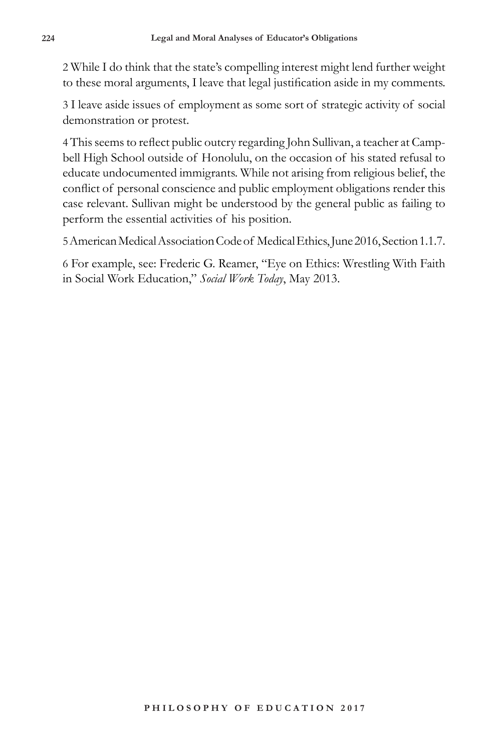2 While I do think that the state's compelling interest might lend further weight to these moral arguments, I leave that legal justification aside in my comments.

3 I leave aside issues of employment as some sort of strategic activity of social demonstration or protest.

4 This seems to reflect public outcry regarding John Sullivan, a teacher at Campbell High School outside of Honolulu, on the occasion of his stated refusal to educate undocumented immigrants. While not arising from religious belief, the conflict of personal conscience and public employment obligations render this case relevant. Sullivan might be understood by the general public as failing to perform the essential activities of his position.

5 American Medical Association Code of Medical Ethics, June 2016, Section 1.1.7.

6 For example, see: Frederic G. Reamer, "Eye on Ethics: Wrestling With Faith in Social Work Education," *Social Work Today*, May 2013.